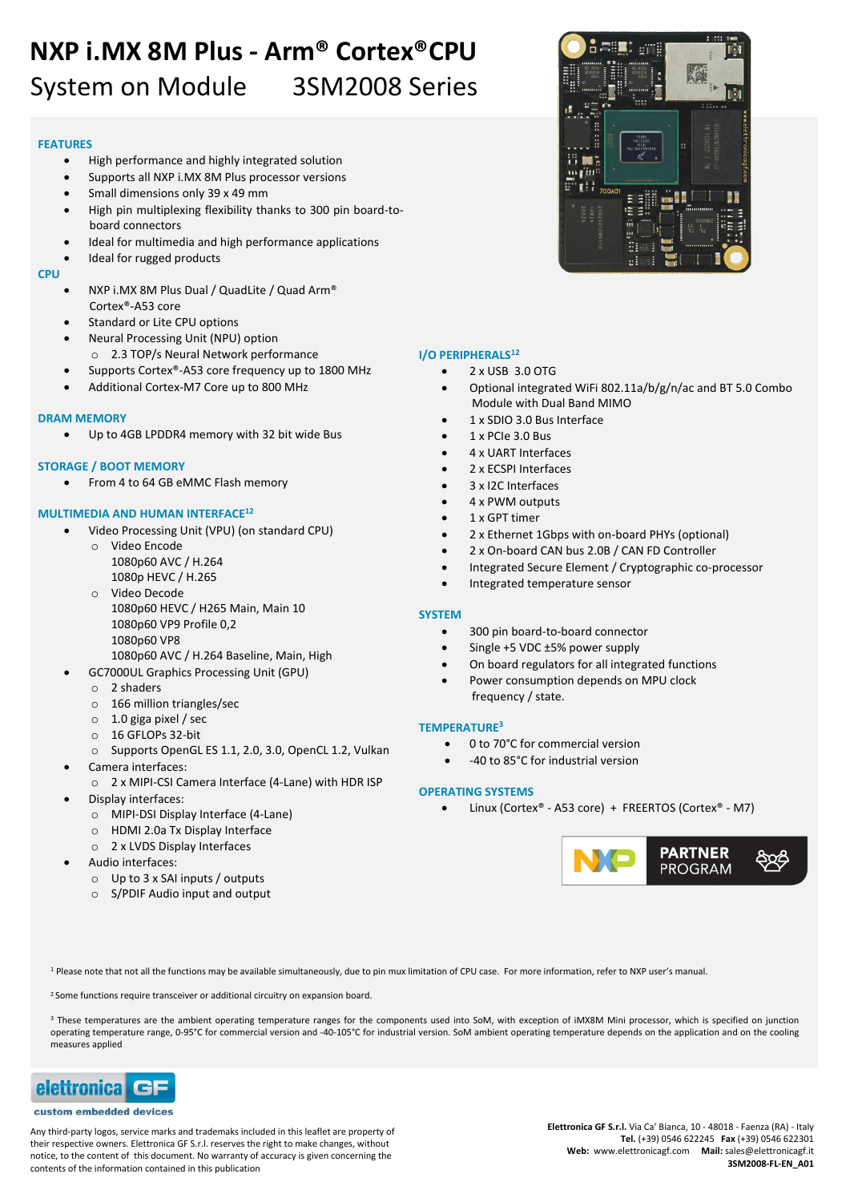# NXP i.MX 8M Plus - Arm® Cortex® CPU

## System on Module 3SM2008 Series

### FEATURES

- High performance and highly integrated solution
- Supports all NXP i.MX 8M Plus processor versions
- Small dimensions only 39 x 49 mm
- High pin multiplexing flexibility thanks to 300 pin board-to-board connectors
- Ideal for multimedia and high performance applications
- Ideal for rugged products

### CPU

- NXP i.MX 8M Plus Dual / QuadLite / Quad Arm® Cortex®-A53 core
- Standard or Lite CPU options
- Neural Processing Unit (NPU) option
  - 2.3 TOP/s Neural Network performance
- Supports Cortex®-A53 core frequency up to 1800 MHz
- Additional Cortex-M7 Core up to 800 MHz

### DRAM MEMORY

- Up to 4GB LPDDR4 memory with 32 bit wide Bus

### STORAGE / BOOT MEMORY

- From 4 to 64 GB eMMC Flash memory

### MULTIMEDIA AND HUMAN INTERFACE[1,2]

- Video Processing Unit (VPU) (on standard CPU)
  - Video Encode
    1080p60 AVC / H.264
    1080p HEVC / H.265
  - Video Decode
    1080p60 HEVC / H265 Main, Main 10
    1080p60 VP9 Profile 0,2
    1080p60 VP8
    1080p60 AVC / H.264 Baseline, Main, High
- GC7000UL Graphics Processing Unit (GPU)
  - 2 shaders
  - 166 million triangles/sec
  - 1.0 giga pixel / sec
  - 16 GFLOPs 32-bit
  - Supports OpenGL ES 1.1, 2.0, 3.0, OpenCL 1.2, Vulkan
- Camera interfaces:
  - 2 x MIPI-CSI Camera Interface (4-Lane) with HDR ISP
- Display interfaces:
  - MIPI-DSI Display Interface (4-Lane)
  - HDMI 2.0a Tx Display Interface
  - 2 x LVDS Display Interfaces
- Audio interfaces:
  - Up to 3 x SAI inputs / outputs
  - S/PDIF Audio input and output

### I/O PERIPHERALS[1,2]

- 2 x USB 3.0 OTG
- Optional integrated WiFi 802.11a/b/g/n/ac and BT 5.0 Combo Module with Dual Band MIMO
- 1 x SDIO 3.0 Bus Interface
- 1 x PCIe 3.0 Bus
- 4 x UART Interfaces
- 2 x ECSPI Interfaces
- 3 x I2C Interfaces
- 4 x PWM outputs
- 1 x GPT timer
- 2 x Ethernet 1Gbps with on-board PHYs (optional)
- 2 x On-board CAN bus 2.0B / CAN FD Controller
- Integrated Secure Element / Cryptographic co-processor
- Integrated temperature sensor

### SYSTEM

- 300 pin board-to-board connector
- Single +5 VDC ±5% power supply
- On board regulators for all integrated functions
- Power consumption depends on MPU clock frequency / state.

### TEMPERATURE[3]

- 0 to 70°C for commercial version
- -40 to 85°C for industrial version

### OPERATING SYSTEMS

- Linux (Cortex® - A53 core) + FREERTOS (Cortex® - M7)

NXP PARTNER PROGRAM

[1] Please note that not all the functions may be available simultaneously, due to pin mux limitation of CPU case. For more information, refer to NXP user's manual.

[2] Some functions require transceiver or additional circuitry on expansion board.

[3] These temperatures are the ambient operating temperature ranges for the components used into SoM, with exception of iMX8M Mini processor, which is specified on junction operating temperature range, 0-95°C for commercial version and -40-105°C for industrial version. SoM ambient operating temperature depends on the application and on the cooling measures applied

elettronica GF
custom embedded devices

Any third-party logos, service marks and trademaks included in this leaflet are property of their respective owners. Elettronica GF S.r.l. reserves the right to make changes, without notice, to the content of this document. No warranty of accuracy is given concerning the contents of the information contained in this publication

**Elettronica GF S.r.l.** Via Ca' Bianca, 10 - 48018 - Faenza (RA) - Italy
**Tel.** (+39) 0546 622245 **Fax** (+39) 0546 622301
**Web:** www.elettronicagf.com **Mail:** sales@elettronicagf.it
**3SM2008-FL-EN_A01**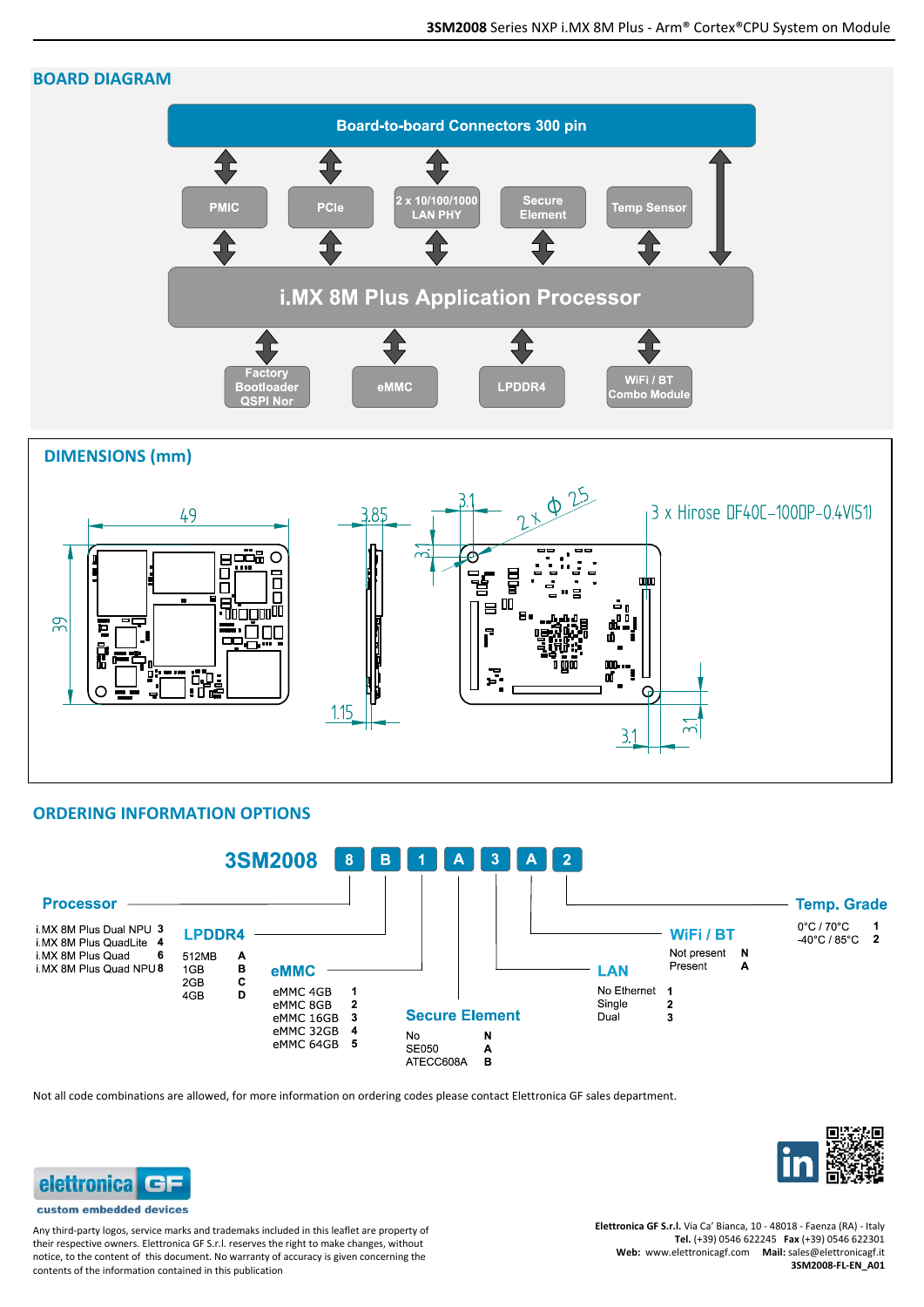## BOARD DIAGRAM

Board-to-board Connectors 300 pin

PMIC

PCIe

2 x 10/100/1000 LAN PHY

Secure Element

Temp Sensor

i.MX 8M Plus Application Processor

Factory Bootloader QSPI Nor

eMMC

LPDDR4

WiFi / BT Combo Module

## DIMENSIONS (mm)

49

39

3.85

1.15

3.1

3.1

2 x Φ 2.5

3 x Hirose DF40C-100DP-0.4V(51)

3.1

3.1

## ORDERING INFORMATION OPTIONS

**3SM2008** 8 B 1 A 3 A 2

**Processor**

| | |
|---|---|
| i.MX 8M Plus Dual NPU | 3 |
| i.MX 8M Plus QuadLite | 4 |
| i.MX 8M Plus Quad | 6 |
| i.MX 8M Plus Quad NPU | 8 |

**LPDDR4**

| | |
|---|---|
| 512MB | A |
| 1GB | B |
| 2GB | C |
| 4GB | D |

**eMMC**

| | |
|---|---|
| eMMC 4GB | 1 |
| eMMC 8GB | 2 |
| eMMC 16GB | 3 |
| eMMC 32GB | 4 |
| eMMC 64GB | 5 |

**Secure Element**

| | |
|---|---|
| No | N |
| SE050 | A |
| ATECC608A | B |

**LAN**

| | |
|---|---|
| No Ethernet | 1 |
| Single | 2 |
| Dual | 3 |

**WiFi / BT**

| | |
|---|---|
| Not present | N |
| Present | A |

**Temp. Grade**

| | |
|---|---|
| 0°C / 70°C | 1 |
| -40°C / 85°C | 2 |

Not all code combinations are allowed, for more information on ordering codes please contact Elettronica GF sales department.

elettronica GF
custom embedded devices

Any third-party logos, service marks and trademaks included in this leaflet are property of their respective owners. Elettronica GF S.r.l. reserves the right to make changes, without notice, to the content of this document. No warranty of accuracy is given concerning the contents of the information contained in this publication

**Elettronica GF S.r.l.** Via Ca' Bianca, 10 - 48018 - Faenza (RA) - Italy
**Tel.** (+39) 0546 622245 **Fax** (+39) 0546 622301
**Web:** www.elettronicagf.com **Mail:** sales@elettronicagf.it
**3SM2008-FL-EN_A01**